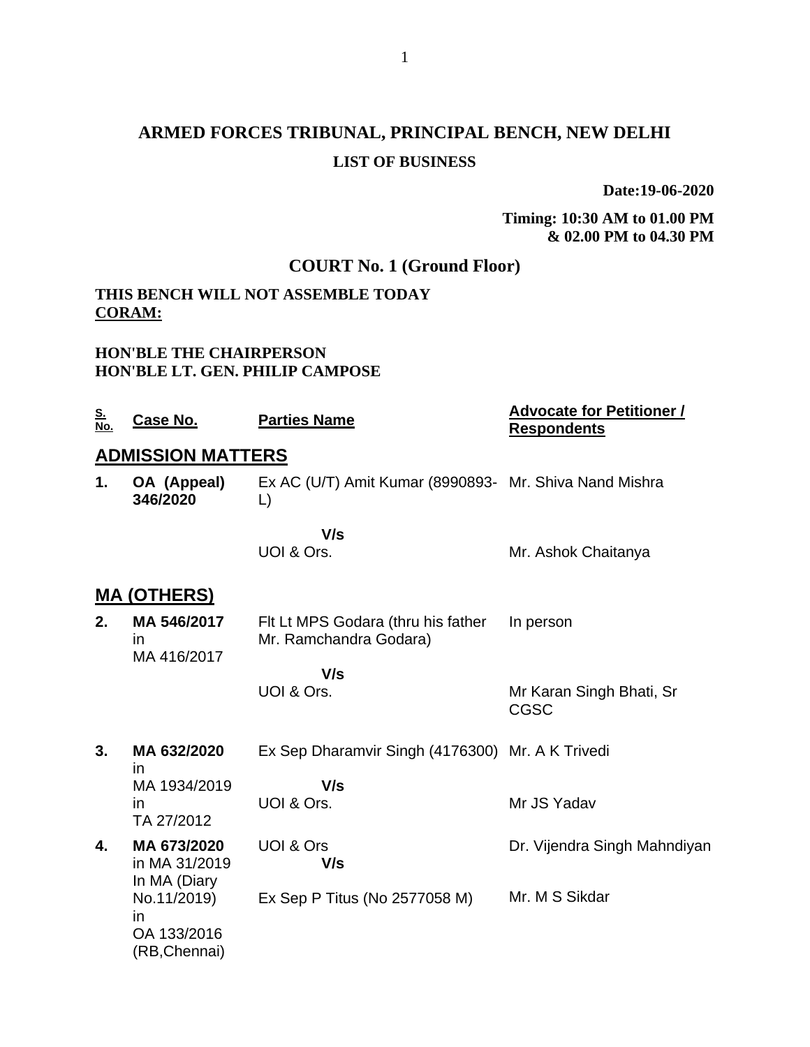# ARMED FORCES TRIBUNAL, PRINCIPAL BENCH, NEW DELHI

## LIST OF BUSINESS

**Date:19-06-2020**

**Timing: 10:30 AM to 01.00 PM & 02.00 PM to 04.30 PM**

## COURT No. 1 (Ground Floor)

**THIS BENCH WILL NOT ASSEMBLE TODAY**
**CORAM:**

**HON'BLE THE CHAIRPERSON**
**HON'BLE LT. GEN. PHILIP CAMPOSE**

| S. No. | Case No. | Parties Name | Advocate for Petitioner / Respondents |
|---|---|---|---|
| **ADMISSION MATTERS** | | | |
| **1.** | **OA (Appeal) 346/2020** | Ex AC (U/T) Amit Kumar (8990893-L)<br>**V/s**<br>UOI & Ors. | Mr. Shiva Nand Mishra<br><br>Mr. Ashok Chaitanya |
| **MA (OTHERS)** | | | |
| **2.** | **MA 546/2017** in MA 416/2017 | Flt Lt MPS Godara (thru his father Mr. Ramchandra Godara)<br>**V/s**<br>UOI & Ors. | In person<br><br>Mr Karan Singh Bhati, Sr CGSC |
| **3.** | **MA 632/2020** in MA 1934/2019 in TA 27/2012 | Ex Sep Dharamvir Singh (4176300)<br>**V/s**<br>UOI & Ors. | Mr. A K Trivedi<br><br>Mr JS Yadav |
| **4.** | **MA 673/2020** in MA 31/2019 In MA (Diary No.11/2019) in OA 133/2016 (RB,Chennai) | UOI & Ors<br>**V/s**<br>Ex Sep P Titus (No 2577058 M) | Dr. Vijendra Singh Mahndiyan<br><br>Mr. M S Sikdar |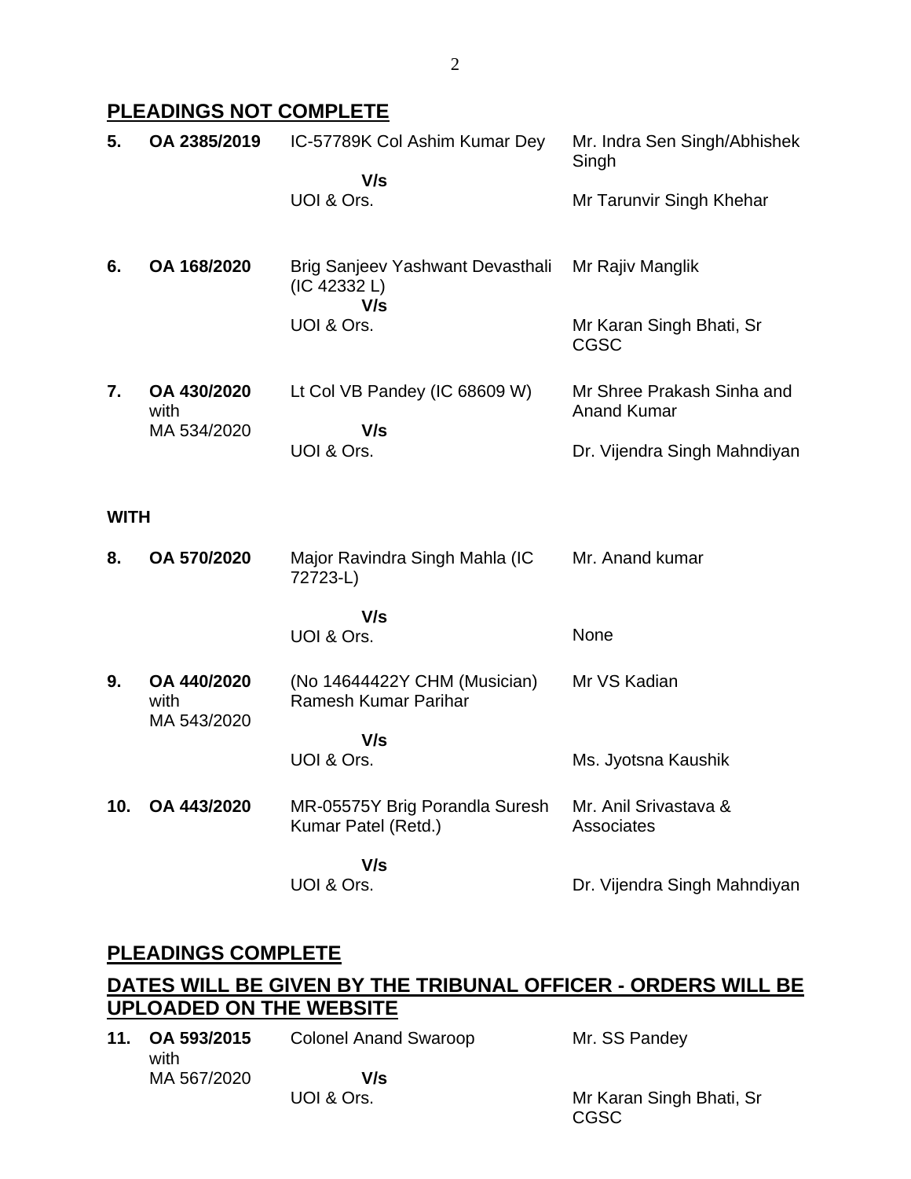## PLEADINGS NOT COMPLETE

| | | | |
|---|---|---|---|
| **5.** | **OA 2385/2019** | IC-57789K Col Ashim Kumar Dey<br>**V/s**<br>UOI & Ors. | Mr. Indra Sen Singh/Abhishek Singh<br><br>Mr Tarunvir Singh Khehar |
| **6.** | **OA 168/2020** | Brig Sanjeev Yashwant Devasthali (IC 42332 L)<br>**V/s**<br>UOI & Ors. | Mr Rajiv Manglik<br><br>Mr Karan Singh Bhati, Sr CGSC |
| **7.** | **OA 430/2020** with MA 534/2020 | Lt Col VB Pandey (IC 68609 W)<br>**V/s**<br>UOI & Ors. | Mr Shree Prakash Sinha and Anand Kumar<br><br>Dr. Vijendra Singh Mahndiyan |

**WITH**

| | | | |
|---|---|---|---|
| **8.** | **OA 570/2020** | Major Ravindra Singh Mahla (IC 72723-L)<br>**V/s**<br>UOI & Ors. | Mr. Anand kumar<br><br>None |
| **9.** | **OA 440/2020** with MA 543/2020 | (No 14644422Y CHM (Musician) Ramesh Kumar Parihar<br>**V/s**<br>UOI & Ors. | Mr VS Kadian<br><br>Ms. Jyotsna Kaushik |
| **10.** | **OA 443/2020** | MR-05575Y Brig Porandla Suresh Kumar Patel (Retd.)<br>**V/s**<br>UOI & Ors. | Mr. Anil Srivastava & Associates<br><br>Dr. Vijendra Singh Mahndiyan |

## PLEADINGS COMPLETE

## DATES WILL BE GIVEN BY THE TRIBUNAL OFFICER - ORDERS WILL BE UPLOADED ON THE WEBSITE

| | | | |
|---|---|---|---|
| **11.** | **OA 593/2015** with MA 567/2020 | Colonel Anand Swaroop<br>**V/s**<br>UOI & Ors. | Mr. SS Pandey<br><br>Mr Karan Singh Bhati, Sr CGSC |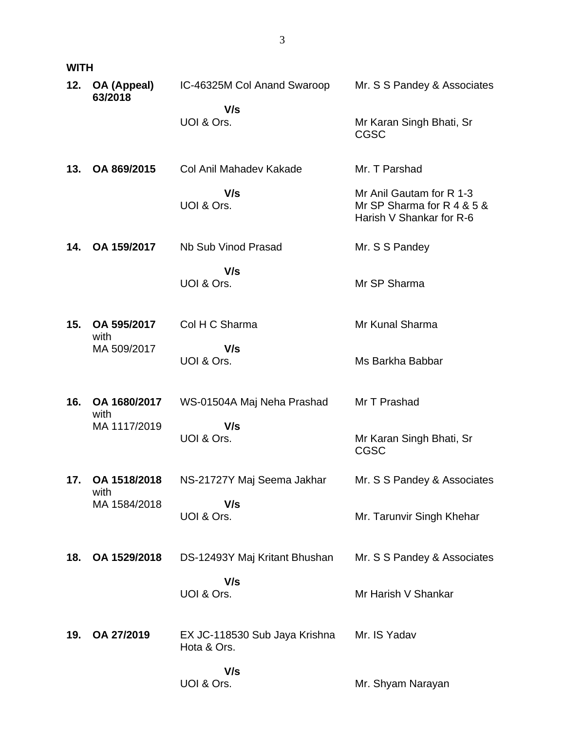**WITH**

| | | | |
|---|---|---|---|
| **12.** | **OA (Appeal) 63/2018** | IC-46325M Col Anand Swaroop<br>**V/s**<br>UOI & Ors. | Mr. S S Pandey & Associates<br><br>Mr Karan Singh Bhati, Sr CGSC |
| **13.** | **OA 869/2015** | Col Anil Mahadev Kakade<br>**V/s**<br>UOI & Ors. | Mr. T Parshad<br><br>Mr Anil Gautam for R 1-3<br>Mr SP Sharma for R 4 & 5 &<br>Harish V Shankar for R-6 |
| **14.** | **OA 159/2017** | Nb Sub Vinod Prasad<br>**V/s**<br>UOI & Ors. | Mr. S S Pandey<br><br>Mr SP Sharma |
| **15.** | **OA 595/2017** with MA 509/2017 | Col H C Sharma<br>**V/s**<br>UOI & Ors. | Mr Kunal Sharma<br><br>Ms Barkha Babbar |
| **16.** | **OA 1680/2017** with MA 1117/2019 | WS-01504A Maj Neha Prashad<br>**V/s**<br>UOI & Ors. | Mr T Prashad<br><br>Mr Karan Singh Bhati, Sr CGSC |
| **17.** | **OA 1518/2018** with MA 1584/2018 | NS-21727Y Maj Seema Jakhar<br>**V/s**<br>UOI & Ors. | Mr. S S Pandey & Associates<br><br>Mr. Tarunvir Singh Khehar |
| **18.** | **OA 1529/2018** | DS-12493Y Maj Kritant Bhushan<br>**V/s**<br>UOI & Ors. | Mr. S S Pandey & Associates<br><br>Mr Harish V Shankar |
| **19.** | **OA 27/2019** | EX JC-118530 Sub Jaya Krishna Hota & Ors.<br>**V/s**<br>UOI & Ors. | Mr. IS Yadav<br><br>Mr. Shyam Narayan |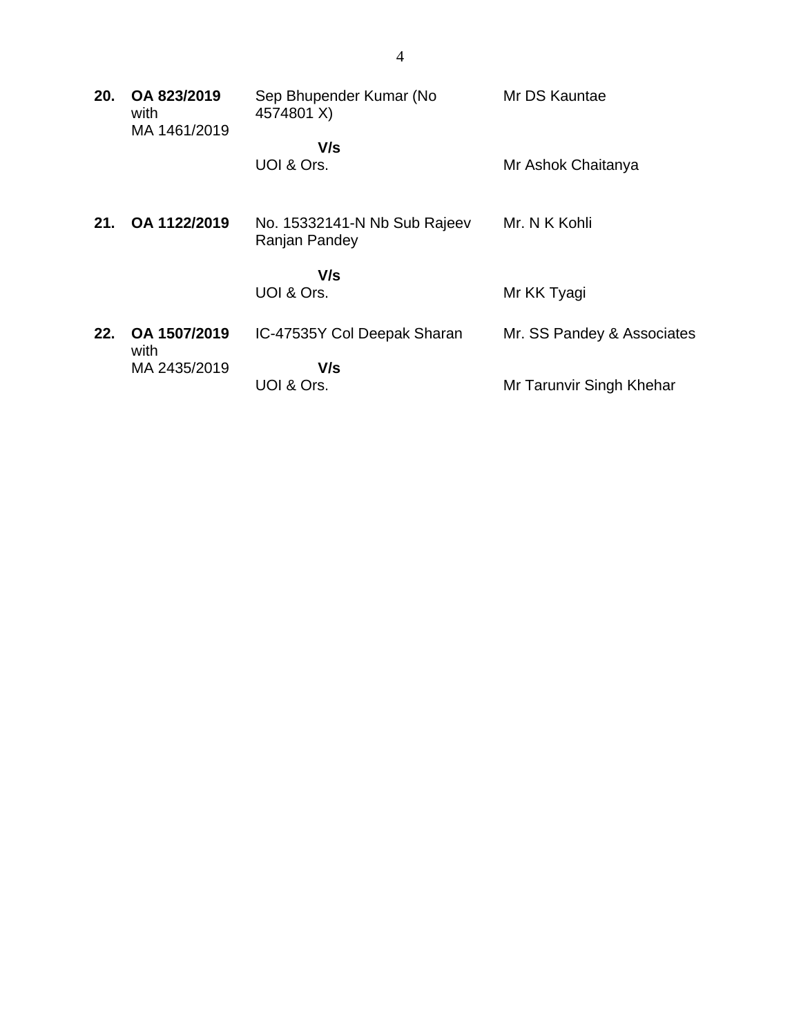| | | | |
|---|---|---|---|
| **20.** | **OA 823/2019** with MA 1461/2019 | Sep Bhupender Kumar (No 4574801 X)<br><br>**V/s**<br>UOI & Ors. | Mr DS Kauntae<br><br><br>Mr Ashok Chaitanya |
| **21.** | **OA 1122/2019** | No. 15332141-N Nb Sub Rajeev Ranjan Pandey<br><br>**V/s**<br>UOI & Ors. | Mr. N K Kohli<br><br><br>Mr KK Tyagi |
| **22.** | **OA 1507/2019** with MA 2435/2019 | IC-47535Y Col Deepak Sharan<br><br>**V/s**<br>UOI & Ors. | Mr. SS Pandey & Associates<br><br><br>Mr Tarunvir Singh Khehar |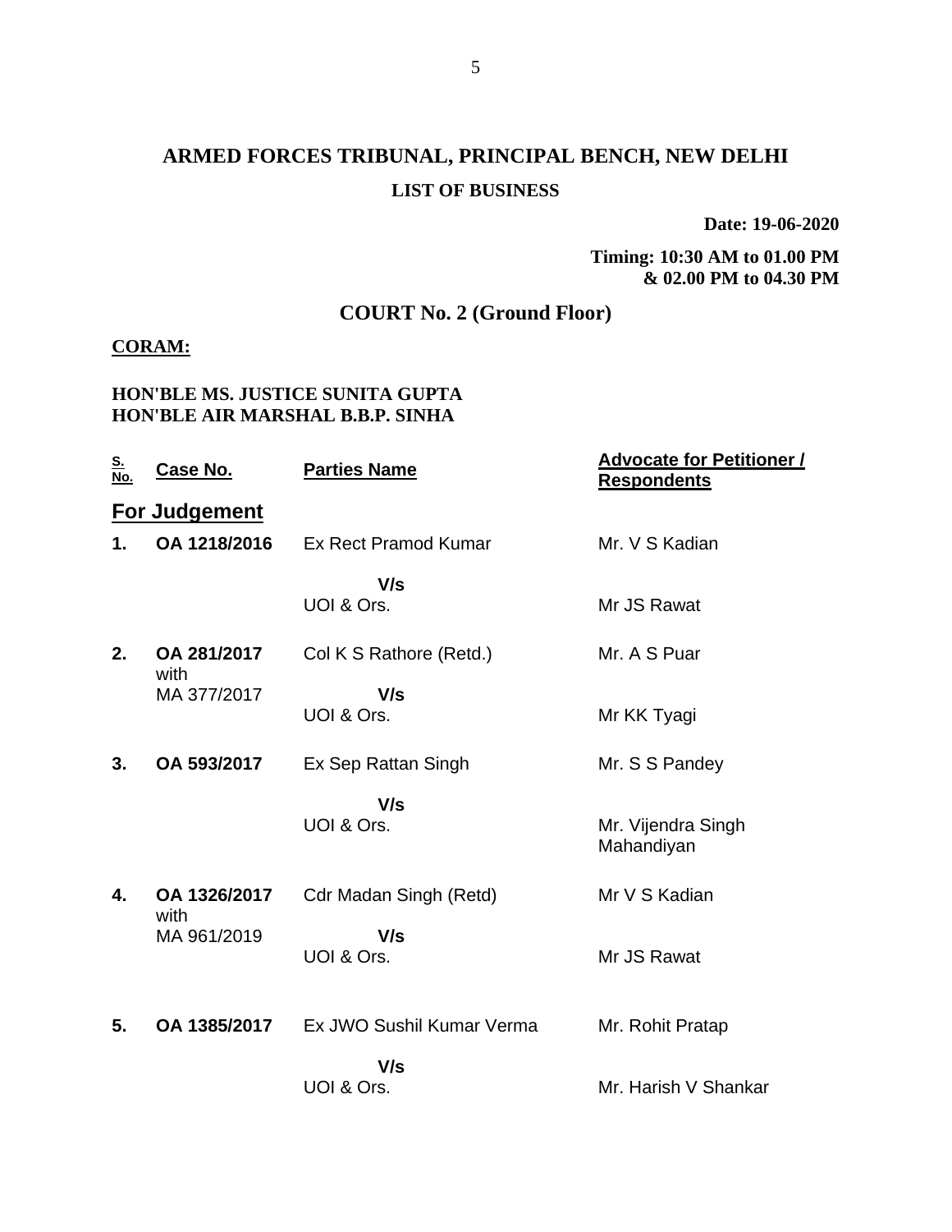# ARMED FORCES TRIBUNAL, PRINCIPAL BENCH, NEW DELHI

**LIST OF BUSINESS**

**Date: 19-06-2020**

**Timing: 10:30 AM to 01.00 PM & 02.00 PM to 04.30 PM**

## COURT No. 2 (Ground Floor)

**CORAM:**

**HON'BLE MS. JUSTICE SUNITA GUPTA**
**HON'BLE AIR MARSHAL B.B.P. SINHA**

| S. No. | Case No. | Parties Name | Advocate for Petitioner / Respondents |
|---|---|---|---|
| | **For Judgement** | | |
| **1.** | **OA 1218/2016** | Ex Rect Pramod Kumar<br>**V/s**<br>UOI & Ors. | Mr. V S Kadian<br><br>Mr JS Rawat |
| **2.** | **OA 281/2017** with MA 377/2017 | Col K S Rathore (Retd.)<br>**V/s**<br>UOI & Ors. | Mr. A S Puar<br><br>Mr KK Tyagi |
| **3.** | **OA 593/2017** | Ex Sep Rattan Singh<br>**V/s**<br>UOI & Ors. | Mr. S S Pandey<br><br>Mr. Vijendra Singh Mahandiyan |
| **4.** | **OA 1326/2017** with MA 961/2019 | Cdr Madan Singh (Retd)<br>**V/s**<br>UOI & Ors. | Mr V S Kadian<br><br>Mr JS Rawat |
| **5.** | **OA 1385/2017** | Ex JWO Sushil Kumar Verma<br>**V/s**<br>UOI & Ors. | Mr. Rohit Pratap<br><br>Mr. Harish V Shankar |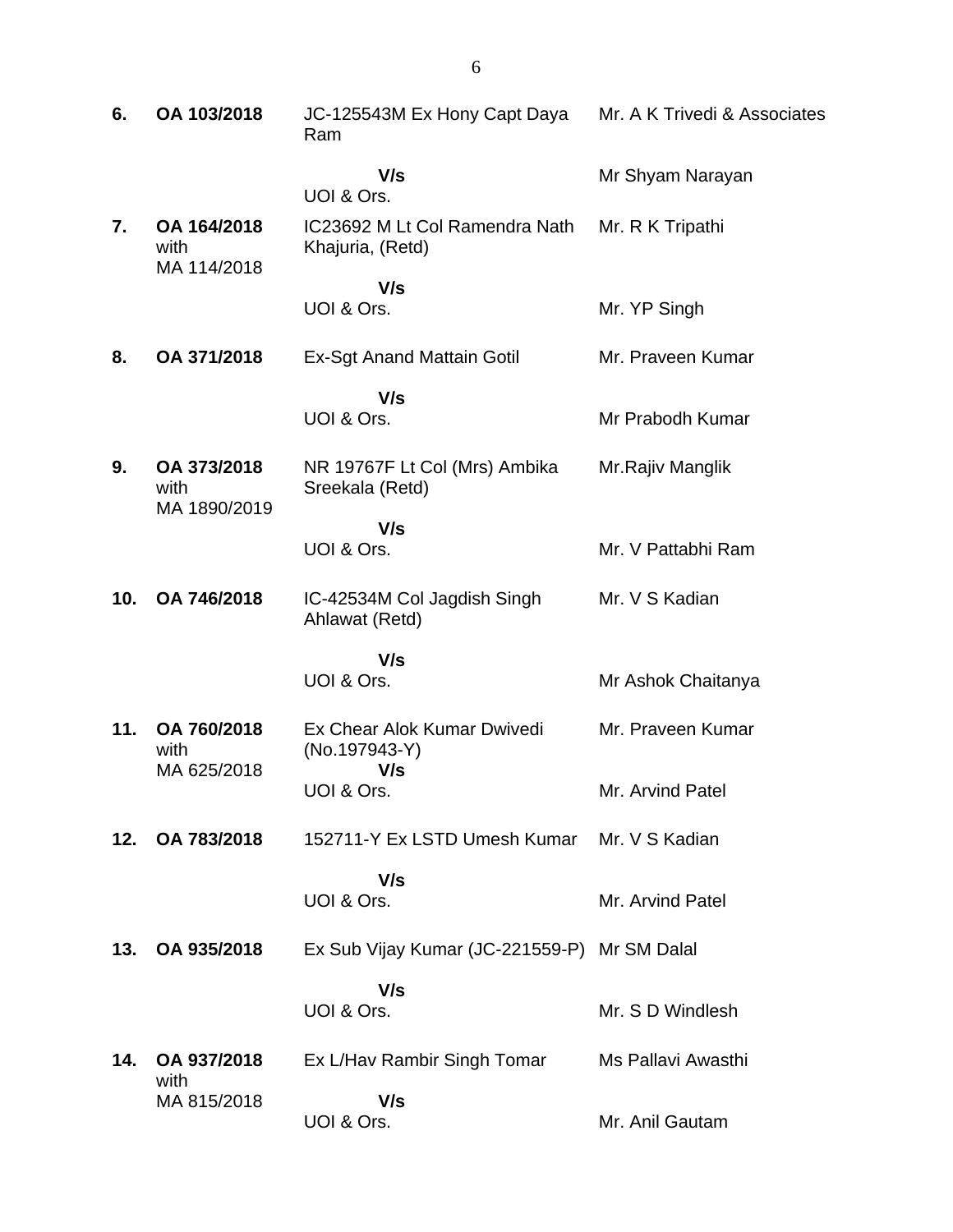| | | | |
|---|---|---|---|
| **6.** | **OA 103/2018** | JC-125543M Ex Hony Capt Daya Ram<br>**V/s**<br>UOI & Ors. | Mr. A K Trivedi & Associates<br><br>Mr Shyam Narayan |
| **7.** | **OA 164/2018** with MA 114/2018 | IC23692 M Lt Col Ramendra Nath Khajuria, (Retd)<br>**V/s**<br>UOI & Ors. | Mr. R K Tripathi<br><br>Mr. YP Singh |
| **8.** | **OA 371/2018** | Ex-Sgt Anand Mattain Gotil<br>**V/s**<br>UOI & Ors. | Mr. Praveen Kumar<br><br>Mr Prabodh Kumar |
| **9.** | **OA 373/2018** with MA 1890/2019 | NR 19767F Lt Col (Mrs) Ambika Sreekala (Retd)<br>**V/s**<br>UOI & Ors. | Mr.Rajiv Manglik<br><br>Mr. V Pattabhi Ram |
| **10.** | **OA 746/2018** | IC-42534M Col Jagdish Singh Ahlawat (Retd)<br>**V/s**<br>UOI & Ors. | Mr. V S Kadian<br><br>Mr Ashok Chaitanya |
| **11.** | **OA 760/2018** with MA 625/2018 | Ex Chear Alok Kumar Dwivedi (No.197943-Y)<br>**V/s**<br>UOI & Ors. | Mr. Praveen Kumar<br><br>Mr. Arvind Patel |
| **12.** | **OA 783/2018** | 152711-Y Ex LSTD Umesh Kumar<br>**V/s**<br>UOI & Ors. | Mr. V S Kadian<br><br>Mr. Arvind Patel |
| **13.** | **OA 935/2018** | Ex Sub Vijay Kumar (JC-221559-P)<br>**V/s**<br>UOI & Ors. | Mr SM Dalal<br><br>Mr. S D Windlesh |
| **14.** | **OA 937/2018** with MA 815/2018 | Ex L/Hav Rambir Singh Tomar<br>**V/s**<br>UOI & Ors. | Ms Pallavi Awasthi<br><br>Mr. Anil Gautam |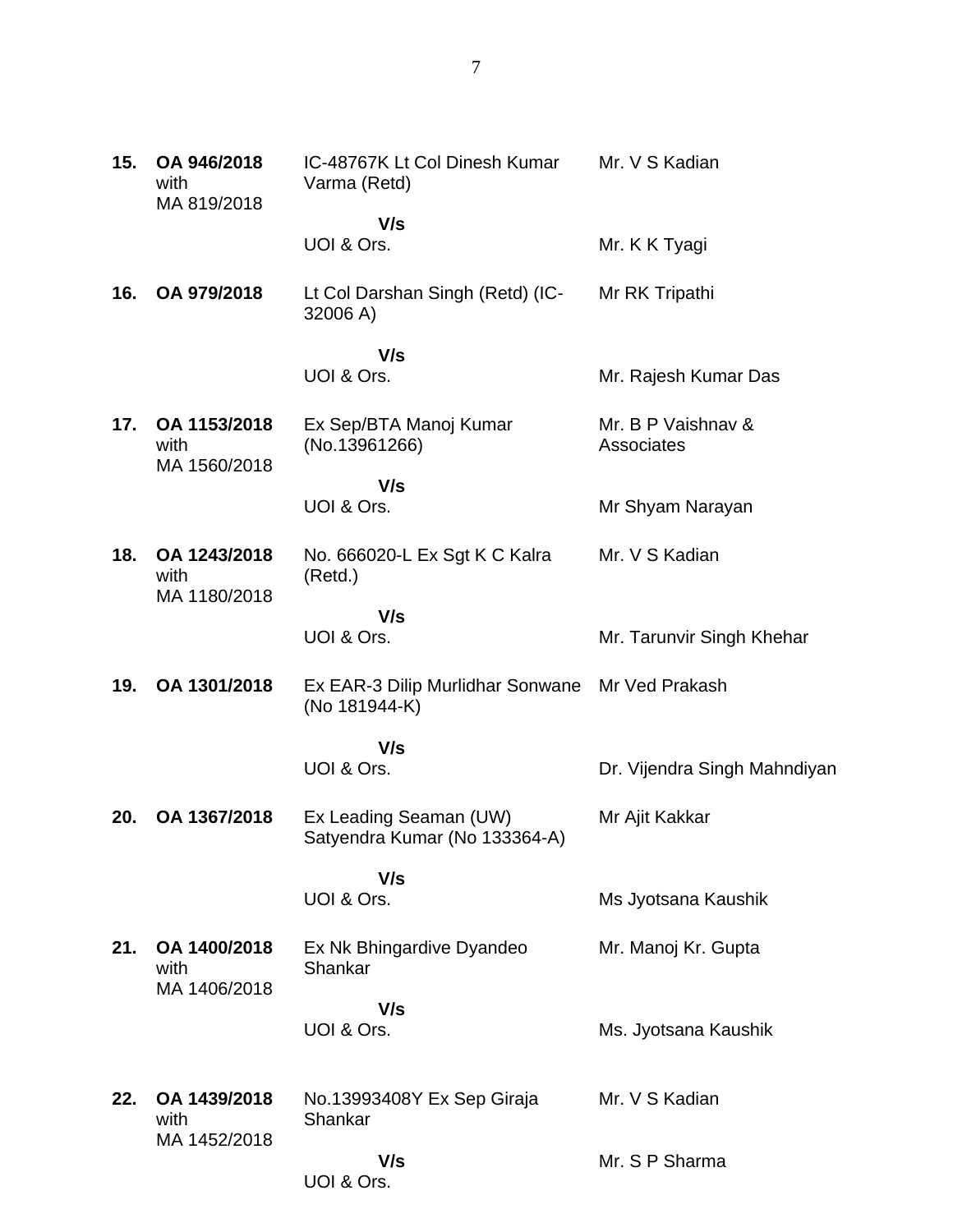| | | | |
|---|---|---|---|
| **15.** | **OA 946/2018** with MA 819/2018 | IC-48767K Lt Col Dinesh Kumar Varma (Retd)<br>**V/s**<br>UOI & Ors. | Mr. V S Kadian<br><br>Mr. K K Tyagi |
| **16.** | **OA 979/2018** | Lt Col Darshan Singh (Retd) (IC-32006 A)<br>**V/s**<br>UOI & Ors. | Mr RK Tripathi<br><br>Mr. Rajesh Kumar Das |
| **17.** | **OA 1153/2018** with MA 1560/2018 | Ex Sep/BTA Manoj Kumar (No.13961266)<br>**V/s**<br>UOI & Ors. | Mr. B P Vaishnav & Associates<br><br>Mr Shyam Narayan |
| **18.** | **OA 1243/2018** with MA 1180/2018 | No. 666020-L Ex Sgt K C Kalra (Retd.)<br>**V/s**<br>UOI & Ors. | Mr. V S Kadian<br><br>Mr. Tarunvir Singh Khehar |
| **19.** | **OA 1301/2018** | Ex EAR-3 Dilip Murlidhar Sonwane (No 181944-K)<br>**V/s**<br>UOI & Ors. | Mr Ved Prakash<br><br>Dr. Vijendra Singh Mahndiyan |
| **20.** | **OA 1367/2018** | Ex Leading Seaman (UW) Satyendra Kumar (No 133364-A)<br>**V/s**<br>UOI & Ors. | Mr Ajit Kakkar<br><br>Ms Jyotsana Kaushik |
| **21.** | **OA 1400/2018** with MA 1406/2018 | Ex Nk Bhingardive Dyandeo Shankar<br>**V/s**<br>UOI & Ors. | Mr. Manoj Kr. Gupta<br><br>Ms. Jyotsana Kaushik |
| **22.** | **OA 1439/2018** with MA 1452/2018 | No.13993408Y Ex Sep Giraja Shankar<br>**V/s**<br>UOI & Ors. | Mr. V S Kadian<br><br>Mr. S P Sharma |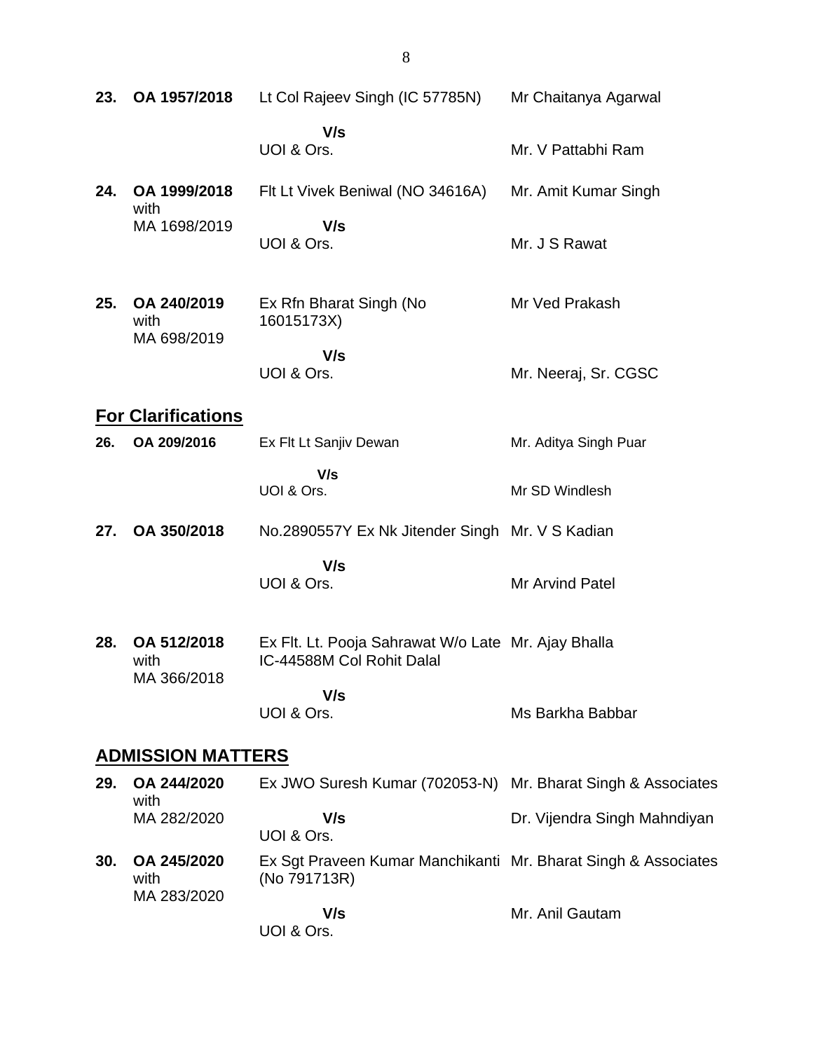| | | | |
|---|---|---|---|
| **23.** | **OA 1957/2018** | Lt Col Rajeev Singh (IC 57785N) | Mr Chaitanya Agarwal |
| | | **V/s** | |
| | | UOI & Ors. | Mr. V Pattabhi Ram |
| **24.** | **OA 1999/2018** with MA 1698/2019 | Flt Lt Vivek Beniwal (NO 34616A) | Mr. Amit Kumar Singh |
| | | **V/s** | |
| | | UOI & Ors. | Mr. J S Rawat |
| **25.** | **OA 240/2019** with MA 698/2019 | Ex Rfn Bharat Singh (No 16015173X) | Mr Ved Prakash |
| | | **V/s** | |
| | | UOI & Ors. | Mr. Neeraj, Sr. CGSC |

## For Clarifications

| | | | |
|---|---|---|---|
| **26.** | **OA 209/2016** | Ex Flt Lt Sanjiv Dewan | Mr. Aditya Singh Puar |
| | | **V/s** | |
| | | UOI & Ors. | Mr SD Windlesh |
| **27.** | **OA 350/2018** | No.2890557Y Ex Nk Jitender Singh | Mr. V S Kadian |
| | | **V/s** | |
| | | UOI & Ors. | Mr Arvind Patel |
| **28.** | **OA 512/2018** with MA 366/2018 | Ex Flt. Lt. Pooja Sahrawat W/o Late IC-44588M Col Rohit Dalal | Mr. Ajay Bhalla |
| | | **V/s** | |
| | | UOI & Ors. | Ms Barkha Babbar |

## ADMISSION MATTERS

| | | | |
|---|---|---|---|
| **29.** | **OA 244/2020** with MA 282/2020 | Ex JWO Suresh Kumar (702053-N) | Mr. Bharat Singh & Associates |
| | | **V/s** | Dr. Vijendra Singh Mahndiyan |
| | | UOI & Ors. | |
| **30.** | **OA 245/2020** with MA 283/2020 | Ex Sgt Praveen Kumar Manchikanti (No 791713R) | Mr. Bharat Singh & Associates |
| | | **V/s** | Mr. Anil Gautam |
| | | UOI & Ors. | |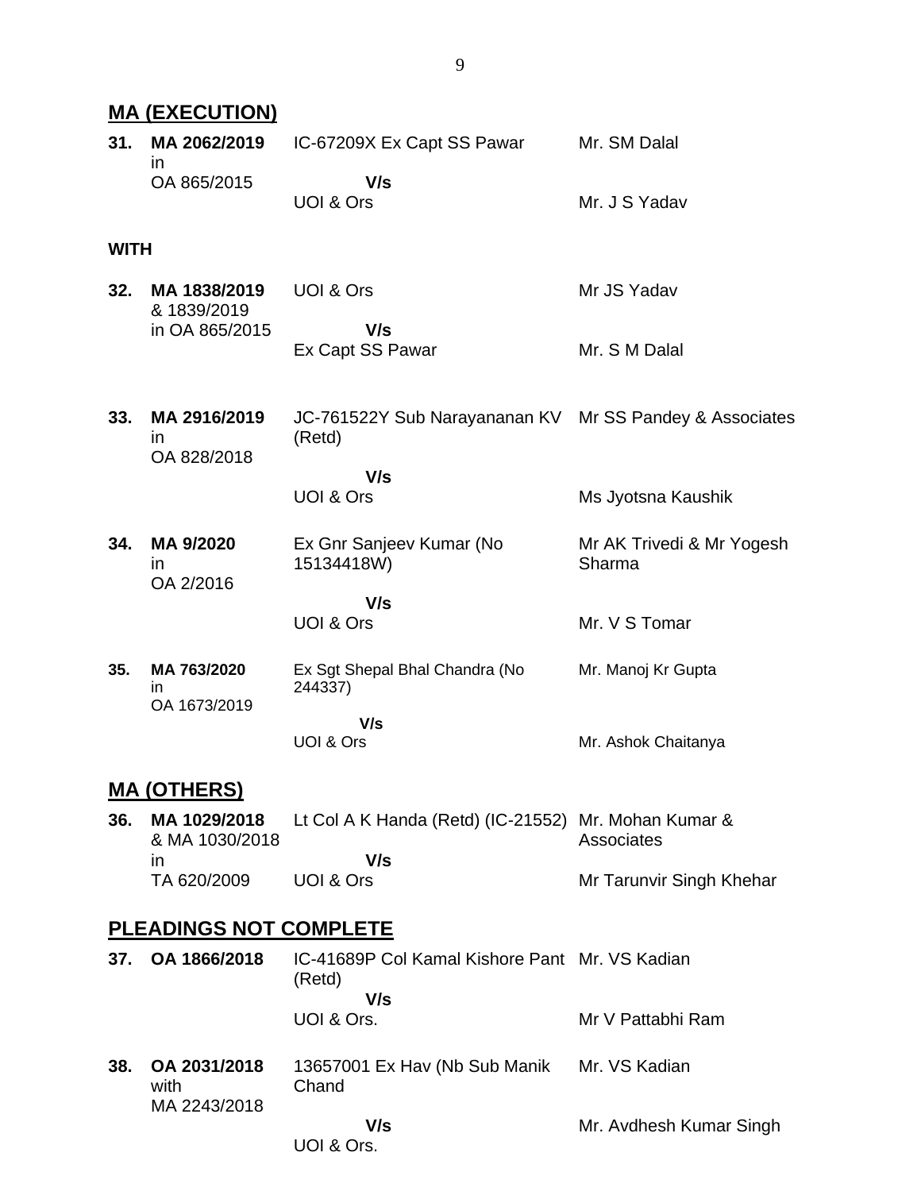## MA (EXECUTION)

| | | | |
|---|---|---|---|
| **31.** | **MA 2062/2019** in OA 865/2015 | IC-67209X Ex Capt SS Pawar **V/s** UOI & Ors | Mr. SM Dalal Mr. J S Yadav |

**WITH**

| | | | |
|---|---|---|---|
| **32.** | **MA 1838/2019** & 1839/2019 in OA 865/2015 | UOI & Ors **V/s** Ex Capt SS Pawar | Mr JS Yadav Mr. S M Dalal |
| **33.** | **MA 2916/2019** in OA 828/2018 | JC-761522Y Sub Narayananan KV (Retd) **V/s** UOI & Ors | Mr SS Pandey & Associates Ms Jyotsna Kaushik |
| **34.** | **MA 9/2020** in OA 2/2016 | Ex Gnr Sanjeev Kumar (No 15134418W) **V/s** UOI & Ors | Mr AK Trivedi & Mr Yogesh Sharma Mr. V S Tomar |
| **35.** | **MA 763/2020** in OA 1673/2019 | Ex Sgt Shepal Bhal Chandra (No 244337) **V/s** UOI & Ors | Mr. Manoj Kr Gupta Mr. Ashok Chaitanya |

## MA (OTHERS)

| | | | |
|---|---|---|---|
| **36.** | **MA 1029/2018** & MA 1030/2018 in TA 620/2009 | Lt Col A K Handa (Retd) (IC-21552) **V/s** UOI & Ors | Mr. Mohan Kumar & Associates Mr Tarunvir Singh Khehar |

## PLEADINGS NOT COMPLETE

| | | | |
|---|---|---|---|
| **37.** | **OA 1866/2018** | IC-41689P Col Kamal Kishore Pant (Retd) **V/s** UOI & Ors. | Mr. VS Kadian Mr V Pattabhi Ram |
| **38.** | **OA 2031/2018** with MA 2243/2018 | 13657001 Ex Hav (Nb Sub Manik Chand **V/s** UOI & Ors. | Mr. VS Kadian Mr. Avdhesh Kumar Singh |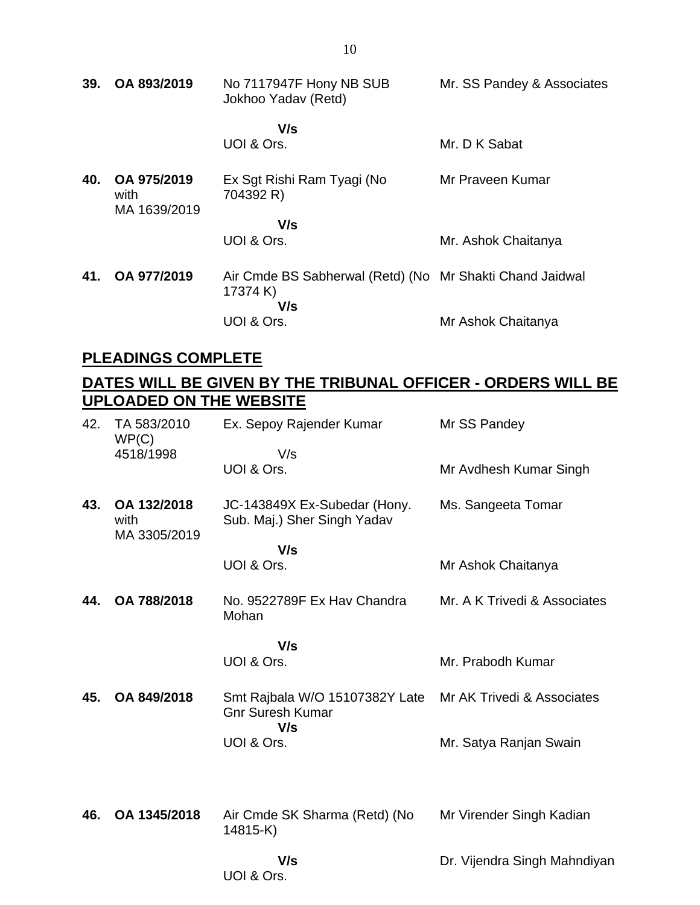| | | | |
|---|---|---|---|
| **39.** | **OA 893/2019** | No 7117947F Hony NB SUB Jokhoo Yadav (Retd)<br><br>**V/s**<br>UOI & Ors. | Mr. SS Pandey & Associates<br><br><br>Mr. D K Sabat |
| **40.** | **OA 975/2019** with MA 1639/2019 | Ex Sgt Rishi Ram Tyagi (No 704392 R)<br><br>**V/s**<br>UOI & Ors. | Mr Praveen Kumar<br><br><br>Mr. Ashok Chaitanya |
| **41.** | **OA 977/2019** | Air Cmde BS Sabherwal (Retd) (No 17374 K)<br>**V/s**<br>UOI & Ors. | Mr Shakti Chand Jaidwal<br><br><br>Mr Ashok Chaitanya |

## <u>PLEADINGS COMPLETE</u>

## <u>DATES WILL BE GIVEN BY THE TRIBUNAL OFFICER - ORDERS WILL BE UPLOADED ON THE WEBSITE</u>

| | | | |
|---|---|---|---|
| 42. | TA 583/2010 WP(C) 4518/1998 | Ex. Sepoy Rajender Kumar<br><br>V/s<br>UOI & Ors. | Mr SS Pandey<br><br><br>Mr Avdhesh Kumar Singh |
| **43.** | **OA 132/2018** with MA 3305/2019 | JC-143849X Ex-Subedar (Hony. Sub. Maj.) Sher Singh Yadav<br><br>**V/s**<br>UOI & Ors. | Ms. Sangeeta Tomar<br><br><br>Mr Ashok Chaitanya |
| **44.** | **OA 788/2018** | No. 9522789F Ex Hav Chandra Mohan<br><br>**V/s**<br>UOI & Ors. | Mr. A K Trivedi & Associates<br><br><br>Mr. Prabodh Kumar |
| **45.** | **OA 849/2018** | Smt Rajbala W/O 15107382Y Late Gnr Suresh Kumar<br>**V/s**<br>UOI & Ors. | Mr AK Trivedi & Associates<br><br><br>Mr. Satya Ranjan Swain |
| **46.** | **OA 1345/2018** | Air Cmde SK Sharma (Retd) (No 14815-K)<br><br>**V/s**<br>UOI & Ors. | Mr Virender Singh Kadian<br><br><br>Dr. Vijendra Singh Mahndiyan |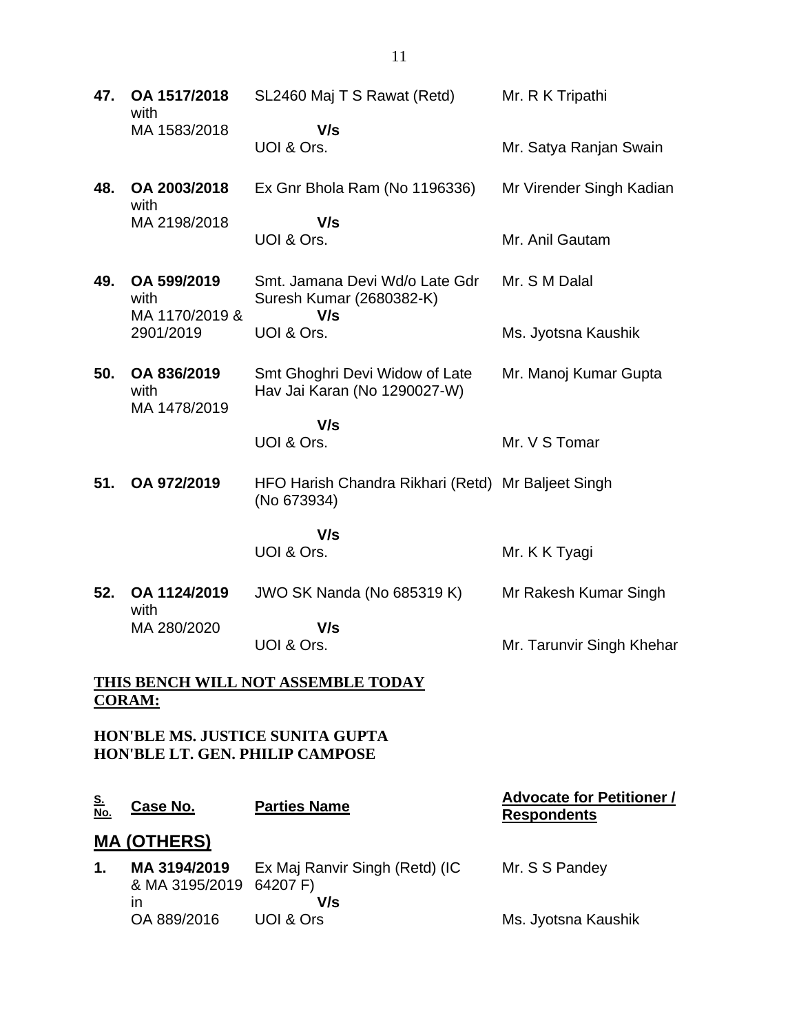| | | | |
|---|---|---|---|
| **47.** | **OA 1517/2018** with MA 1583/2018 | SL2460 Maj T S Rawat (Retd) **V/s** UOI & Ors. | Mr. R K Tripathi<br>Mr. Satya Ranjan Swain |
| **48.** | **OA 2003/2018** with MA 2198/2018 | Ex Gnr Bhola Ram (No 1196336) **V/s** UOI & Ors. | Mr Virender Singh Kadian<br>Mr. Anil Gautam |
| **49.** | **OA 599/2019** with MA 1170/2019 & 2901/2019 | Smt. Jamana Devi Wd/o Late Gdr Suresh Kumar (2680382-K) **V/s** UOI & Ors. | Mr. S M Dalal<br>Ms. Jyotsna Kaushik |
| **50.** | **OA 836/2019** with MA 1478/2019 | Smt Ghoghri Devi Widow of Late Hav Jai Karan (No 1290027-W) **V/s** UOI & Ors. | Mr. Manoj Kumar Gupta<br>Mr. V S Tomar |
| **51.** | **OA 972/2019** | HFO Harish Chandra Rikhari (Retd) (No 673934) **V/s** UOI & Ors. | Mr Baljeet Singh<br>Mr. K K Tyagi |
| **52.** | **OA 1124/2019** with MA 280/2020 | JWO SK Nanda (No 685319 K) **V/s** UOI & Ors. | Mr Rakesh Kumar Singh<br>Mr. Tarunvir Singh Khehar |

**THIS BENCH WILL NOT ASSEMBLE TODAY**

**CORAM:**

**HON'BLE MS. JUSTICE SUNITA GUPTA**
**HON'BLE LT. GEN. PHILIP CAMPOSE**

| S. No. | Case No. | Parties Name | Advocate for Petitioner / Respondents |
|---|---|---|---|

## MA (OTHERS)

| | | | |
|---|---|---|---|
| **1.** | **MA 3194/2019** & MA 3195/2019 in OA 889/2016 | Ex Maj Ranvir Singh (Retd) (IC 64207 F) **V/s** UOI & Ors | Mr. S S Pandey<br>Ms. Jyotsna Kaushik |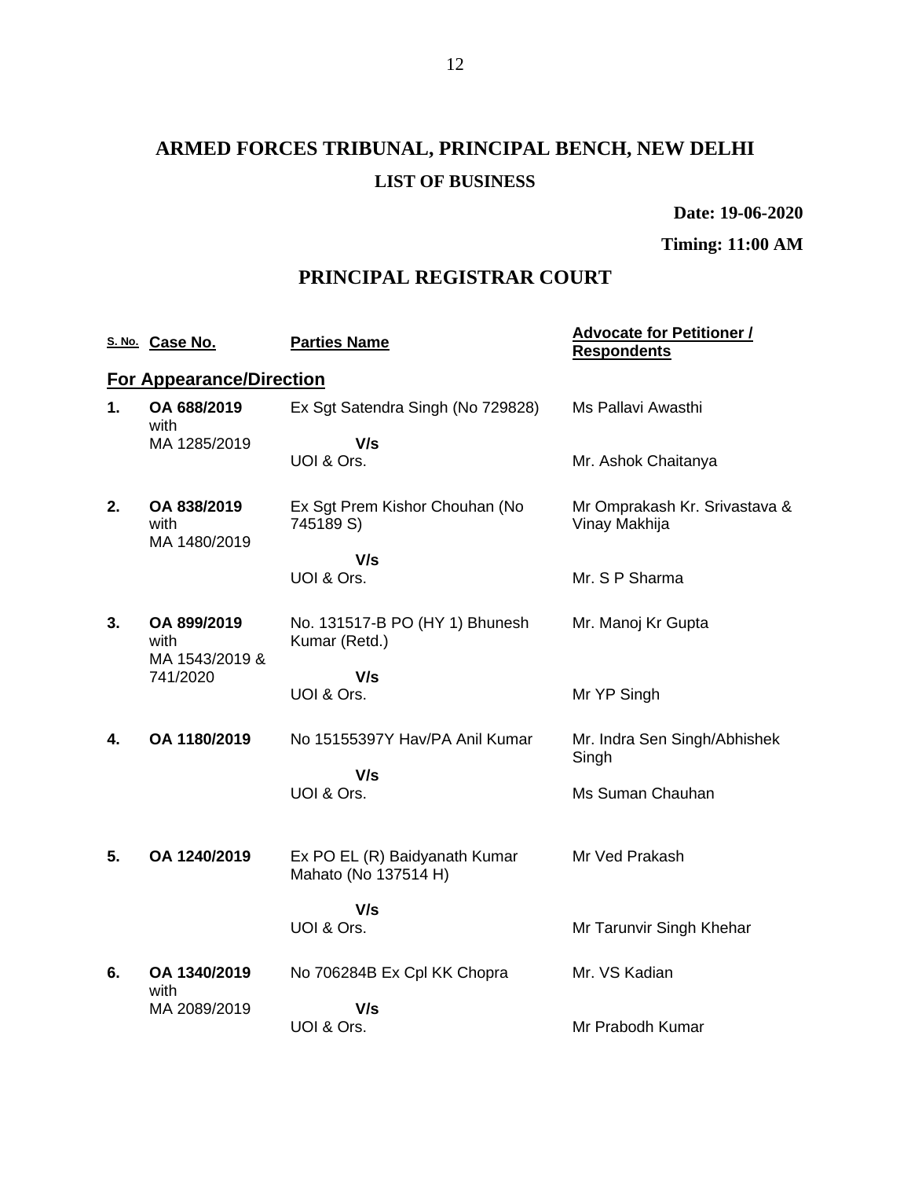# ARMED FORCES TRIBUNAL, PRINCIPAL BENCH, NEW DELHI

## LIST OF BUSINESS

**Date: 19-06-2020**

**Timing: 11:00 AM**

## PRINCIPAL REGISTRAR COURT

| S. No. | Case No. | Parties Name | Advocate for Petitioner / Respondents |
|---|---|---|---|
| **For Appearance/Direction** | | | |
| **1.** | **OA 688/2019** with MA 1285/2019 | Ex Sgt Satendra Singh (No 729828)<br>**V/s**<br>UOI & Ors. | Ms Pallavi Awasthi<br><br>Mr. Ashok Chaitanya |
| **2.** | **OA 838/2019** with MA 1480/2019 | Ex Sgt Prem Kishor Chouhan (No 745189 S)<br>**V/s**<br>UOI & Ors. | Mr Omprakash Kr. Srivastava & Vinay Makhija<br><br>Mr. S P Sharma |
| **3.** | **OA 899/2019** with MA 1543/2019 & 741/2020 | No. 131517-B PO (HY 1) Bhunesh Kumar (Retd.)<br>**V/s**<br>UOI & Ors. | Mr. Manoj Kr Gupta<br><br>Mr YP Singh |
| **4.** | **OA 1180/2019** | No 15155397Y Hav/PA Anil Kumar<br>**V/s**<br>UOI & Ors. | Mr. Indra Sen Singh/Abhishek Singh<br><br>Ms Suman Chauhan |
| **5.** | **OA 1240/2019** | Ex PO EL (R) Baidyanath Kumar Mahato (No 137514 H)<br>**V/s**<br>UOI & Ors. | Mr Ved Prakash<br><br>Mr Tarunvir Singh Khehar |
| **6.** | **OA 1340/2019** with MA 2089/2019 | No 706284B Ex Cpl KK Chopra<br>**V/s**<br>UOI & Ors. | Mr. VS Kadian<br><br>Mr Prabodh Kumar |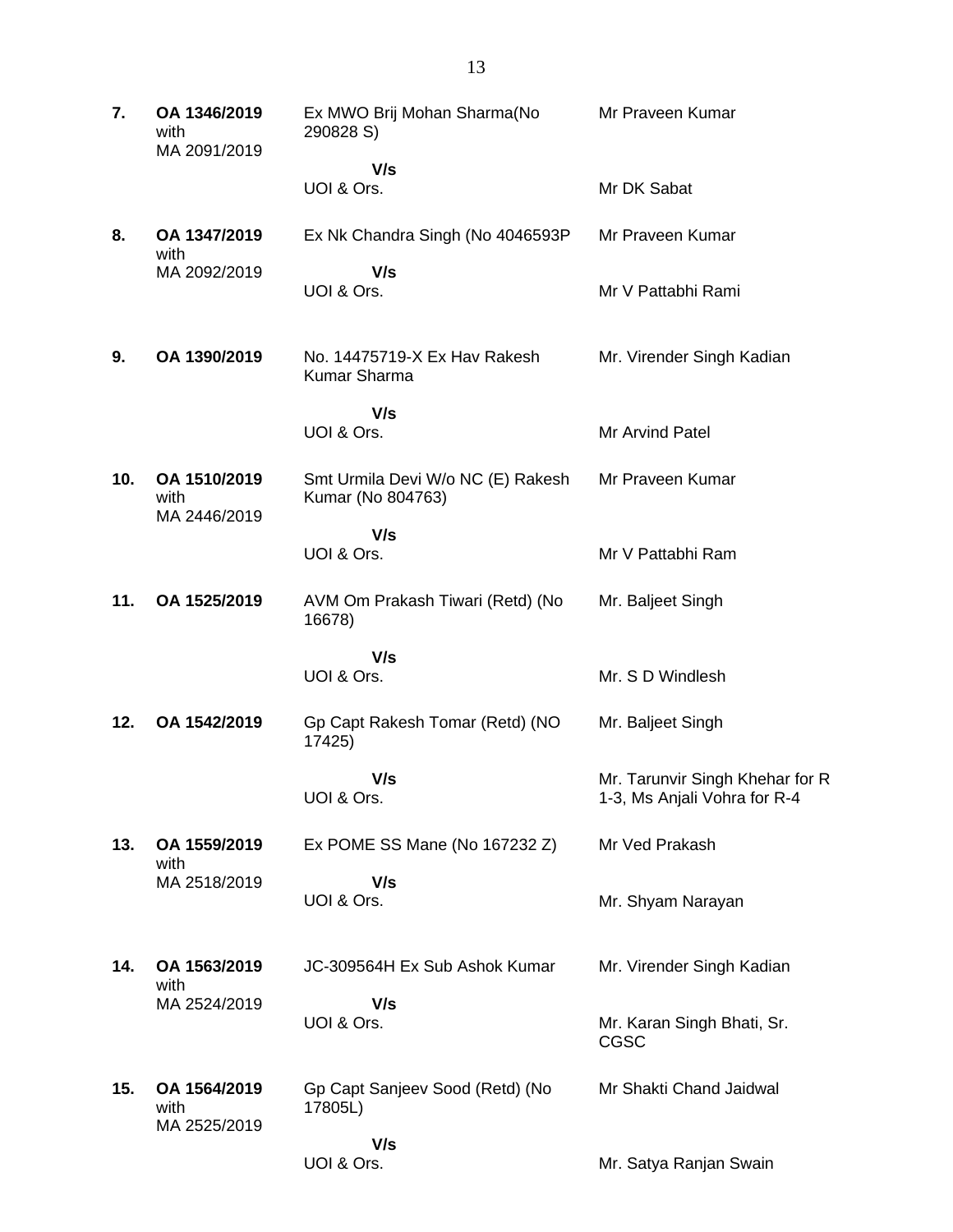| | | | |
|---|---|---|---|
| **7.** | **OA 1346/2019** with MA 2091/2019 | Ex MWO Brij Mohan Sharma(No 290828 S) **V/s** UOI & Ors. | Mr Praveen Kumar<br><br>Mr DK Sabat |
| **8.** | **OA 1347/2019** with MA 2092/2019 | Ex Nk Chandra Singh (No 4046593P **V/s** UOI & Ors. | Mr Praveen Kumar<br><br>Mr V Pattabhi Rami |
| **9.** | **OA 1390/2019** | No. 14475719-X Ex Hav Rakesh Kumar Sharma **V/s** UOI & Ors. | Mr. Virender Singh Kadian<br><br>Mr Arvind Patel |
| **10.** | **OA 1510/2019** with MA 2446/2019 | Smt Urmila Devi W/o NC (E) Rakesh Kumar (No 804763) **V/s** UOI & Ors. | Mr Praveen Kumar<br><br>Mr V Pattabhi Ram |
| **11.** | **OA 1525/2019** | AVM Om Prakash Tiwari (Retd) (No 16678) **V/s** UOI & Ors. | Mr. Baljeet Singh<br><br>Mr. S D Windlesh |
| **12.** | **OA 1542/2019** | Gp Capt Rakesh Tomar (Retd) (NO 17425) **V/s** UOI & Ors. | Mr. Baljeet Singh<br><br>Mr. Tarunvir Singh Khehar for R 1-3, Ms Anjali Vohra for R-4 |
| **13.** | **OA 1559/2019** with MA 2518/2019 | Ex POME SS Mane (No 167232 Z) **V/s** UOI & Ors. | Mr Ved Prakash<br><br>Mr. Shyam Narayan |
| **14.** | **OA 1563/2019** with MA 2524/2019 | JC-309564H Ex Sub Ashok Kumar **V/s** UOI & Ors. | Mr. Virender Singh Kadian<br><br>Mr. Karan Singh Bhati, Sr. CGSC |
| **15.** | **OA 1564/2019** with MA 2525/2019 | Gp Capt Sanjeev Sood (Retd) (No 17805L) **V/s** UOI & Ors. | Mr Shakti Chand Jaidwal<br><br>Mr. Satya Ranjan Swain |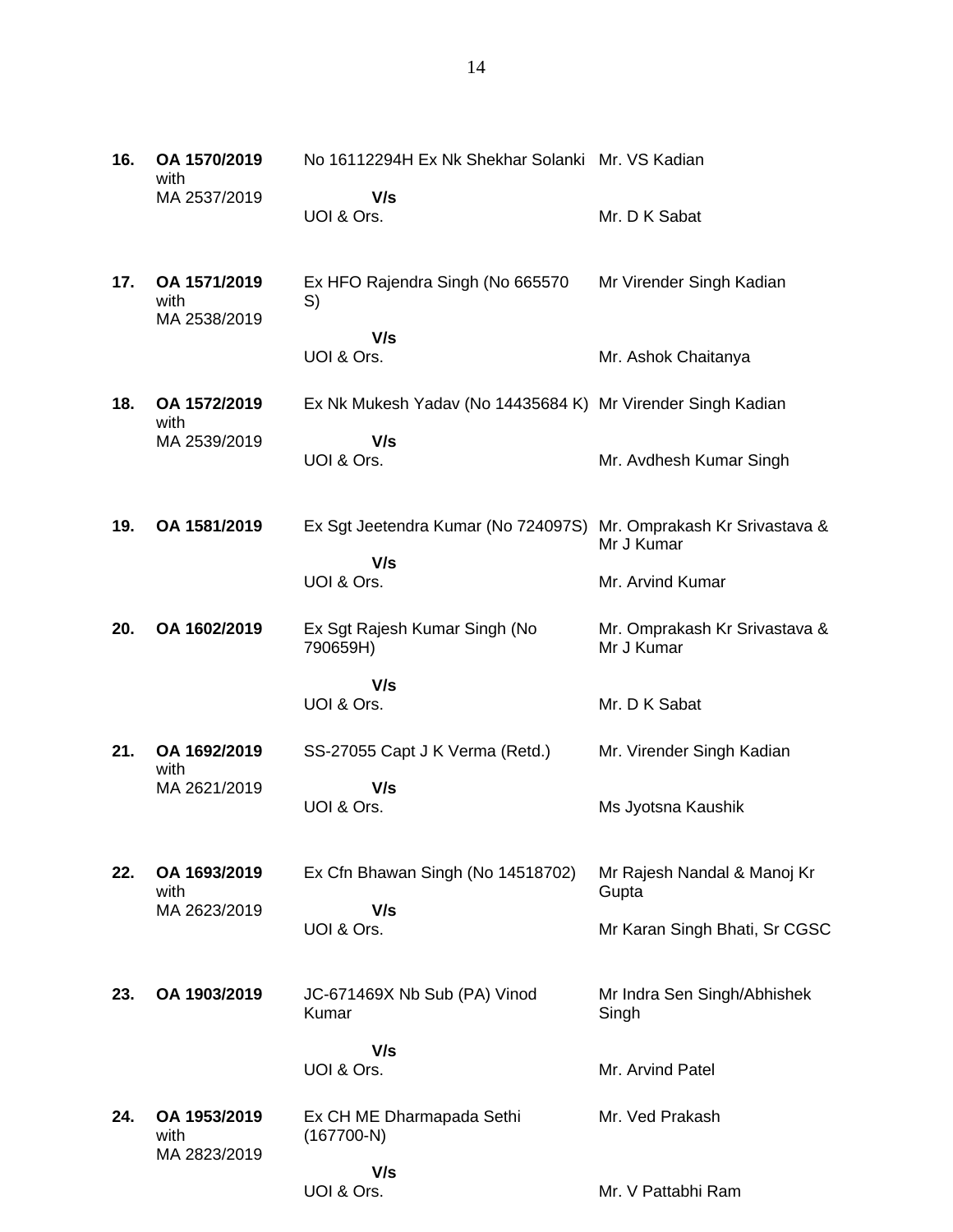| | | | |
|---|---|---|---|
| **16.** | **OA 1570/2019** with MA 2537/2019 | No 16112294H Ex Nk Shekhar Solanki **V/s** UOI & Ors. | Mr. VS Kadian<br><br>Mr. D K Sabat |
| **17.** | **OA 1571/2019** with MA 2538/2019 | Ex HFO Rajendra Singh (No 665570 S) **V/s** UOI & Ors. | Mr Virender Singh Kadian<br><br>Mr. Ashok Chaitanya |
| **18.** | **OA 1572/2019** with MA 2539/2019 | Ex Nk Mukesh Yadav (No 14435684 K) **V/s** UOI & Ors. | Mr Virender Singh Kadian<br><br>Mr. Avdhesh Kumar Singh |
| **19.** | **OA 1581/2019** | Ex Sgt Jeetendra Kumar (No 724097S) **V/s** UOI & Ors. | Mr. Omprakash Kr Srivastava & Mr J Kumar<br><br>Mr. Arvind Kumar |
| **20.** | **OA 1602/2019** | Ex Sgt Rajesh Kumar Singh (No 790659H) **V/s** UOI & Ors. | Mr. Omprakash Kr Srivastava & Mr J Kumar<br><br>Mr. D K Sabat |
| **21.** | **OA 1692/2019** with MA 2621/2019 | SS-27055 Capt J K Verma (Retd.) **V/s** UOI & Ors. | Mr. Virender Singh Kadian<br><br>Ms Jyotsna Kaushik |
| **22.** | **OA 1693/2019** with MA 2623/2019 | Ex Cfn Bhawan Singh (No 14518702) **V/s** UOI & Ors. | Mr Rajesh Nandal & Manoj Kr Gupta<br><br>Mr Karan Singh Bhati, Sr CGSC |
| **23.** | **OA 1903/2019** | JC-671469X Nb Sub (PA) Vinod Kumar **V/s** UOI & Ors. | Mr Indra Sen Singh/Abhishek Singh<br><br>Mr. Arvind Patel |
| **24.** | **OA 1953/2019** with MA 2823/2019 | Ex CH ME Dharmapada Sethi (167700-N) **V/s** UOI & Ors. | Mr. Ved Prakash<br><br>Mr. V Pattabhi Ram |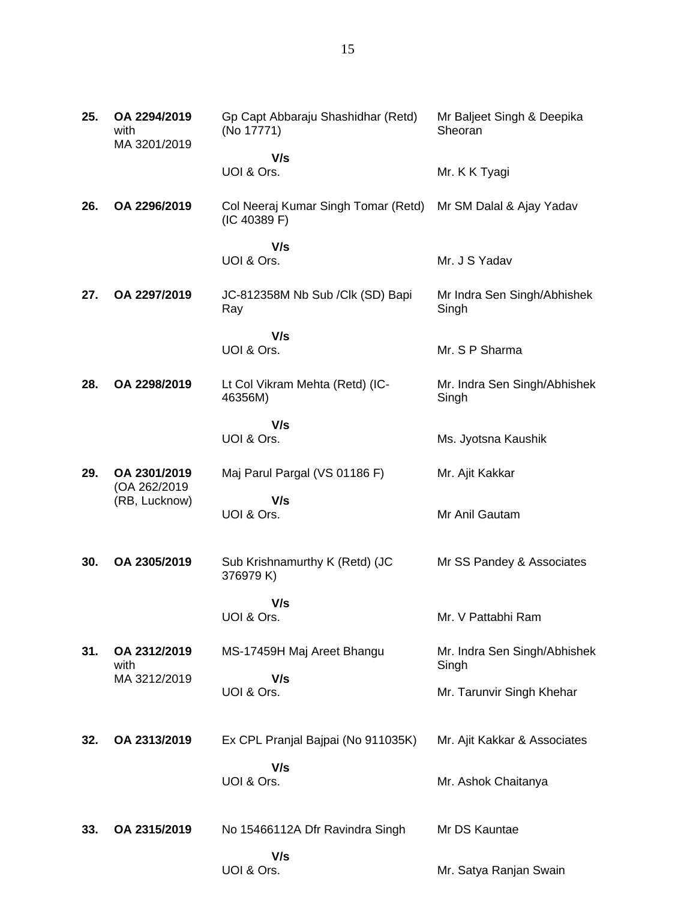| | | | |
|---|---|---|---|
| **25.** | **OA 2294/2019** with MA 3201/2019 | Gp Capt Abbaraju Shashidhar (Retd) (No 17771)<br><br>**V/s**<br>UOI & Ors. | Mr Baljeet Singh & Deepika Sheoran<br><br>Mr. K K Tyagi |
| **26.** | **OA 2296/2019** | Col Neeraj Kumar Singh Tomar (Retd) (IC 40389 F)<br><br>**V/s**<br>UOI & Ors. | Mr SM Dalal & Ajay Yadav<br><br>Mr. J S Yadav |
| **27.** | **OA 2297/2019** | JC-812358M Nb Sub /Clk (SD) Bapi Ray<br><br>**V/s**<br>UOI & Ors. | Mr Indra Sen Singh/Abhishek Singh<br><br>Mr. S P Sharma |
| **28.** | **OA 2298/2019** | Lt Col Vikram Mehta (Retd) (IC-46356M)<br><br>**V/s**<br>UOI & Ors. | Mr. Indra Sen Singh/Abhishek Singh<br><br>Ms. Jyotsna Kaushik |
| **29.** | **OA 2301/2019** (OA 262/2019 (RB, Lucknow) | Maj Parul Pargal (VS 01186 F)<br><br>**V/s**<br>UOI & Ors. | Mr. Ajit Kakkar<br><br>Mr Anil Gautam |
| **30.** | **OA 2305/2019** | Sub Krishnamurthy K (Retd) (JC 376979 K)<br><br>**V/s**<br>UOI & Ors. | Mr SS Pandey & Associates<br><br>Mr. V Pattabhi Ram |
| **31.** | **OA 2312/2019** with MA 3212/2019 | MS-17459H Maj Areet Bhangu<br><br>**V/s**<br>UOI & Ors. | Mr. Indra Sen Singh/Abhishek Singh<br><br>Mr. Tarunvir Singh Khehar |
| **32.** | **OA 2313/2019** | Ex CPL Pranjal Bajpai (No 911035K)<br><br>**V/s**<br>UOI & Ors. | Mr. Ajit Kakkar & Associates<br><br>Mr. Ashok Chaitanya |
| **33.** | **OA 2315/2019** | No 15466112A Dfr Ravindra Singh<br><br>**V/s**<br>UOI & Ors. | Mr DS Kauntae<br><br>Mr. Satya Ranjan Swain |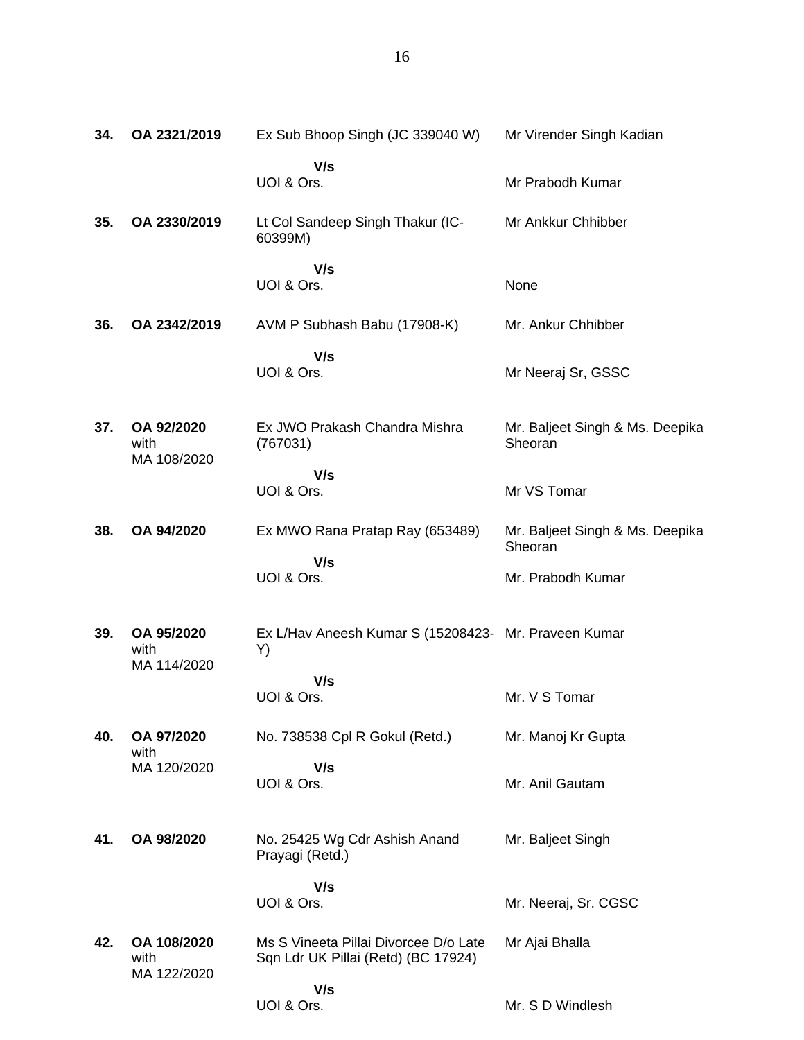| | | | |
|---|---|---|---|
| **34.** | **OA 2321/2019** | Ex Sub Bhoop Singh (JC 339040 W)<br><br>**V/s**<br>UOI & Ors. | Mr Virender Singh Kadian<br><br>Mr Prabodh Kumar |
| **35.** | **OA 2330/2019** | Lt Col Sandeep Singh Thakur (IC-60399M)<br><br>**V/s**<br>UOI & Ors. | Mr Ankkur Chhibber<br><br>None |
| **36.** | **OA 2342/2019** | AVM P Subhash Babu (17908-K)<br><br>**V/s**<br>UOI & Ors. | Mr. Ankur Chhibber<br><br>Mr Neeraj Sr, GSSC |
| **37.** | **OA 92/2020** with MA 108/2020 | Ex JWO Prakash Chandra Mishra (767031)<br><br>**V/s**<br>UOI & Ors. | Mr. Baljeet Singh & Ms. Deepika Sheoran<br><br>Mr VS Tomar |
| **38.** | **OA 94/2020** | Ex MWO Rana Pratap Ray (653489)<br><br>**V/s**<br>UOI & Ors. | Mr. Baljeet Singh & Ms. Deepika Sheoran<br><br>Mr. Prabodh Kumar |
| **39.** | **OA 95/2020** with MA 114/2020 | Ex L/Hav Aneesh Kumar S (15208423-Y)<br><br>**V/s**<br>UOI & Ors. | Mr. Praveen Kumar<br><br>Mr. V S Tomar |
| **40.** | **OA 97/2020** with MA 120/2020 | No. 738538 Cpl R Gokul (Retd.)<br><br>**V/s**<br>UOI & Ors. | Mr. Manoj Kr Gupta<br><br>Mr. Anil Gautam |
| **41.** | **OA 98/2020** | No. 25425 Wg Cdr Ashish Anand Prayagi (Retd.)<br><br>**V/s**<br>UOI & Ors. | Mr. Baljeet Singh<br><br>Mr. Neeraj, Sr. CGSC |
| **42.** | **OA 108/2020** with MA 122/2020 | Ms S Vineeta Pillai Divorcee D/o Late Sqn Ldr UK Pillai (Retd) (BC 17924)<br><br>**V/s**<br>UOI & Ors. | Mr Ajai Bhalla<br><br>Mr. S D Windlesh |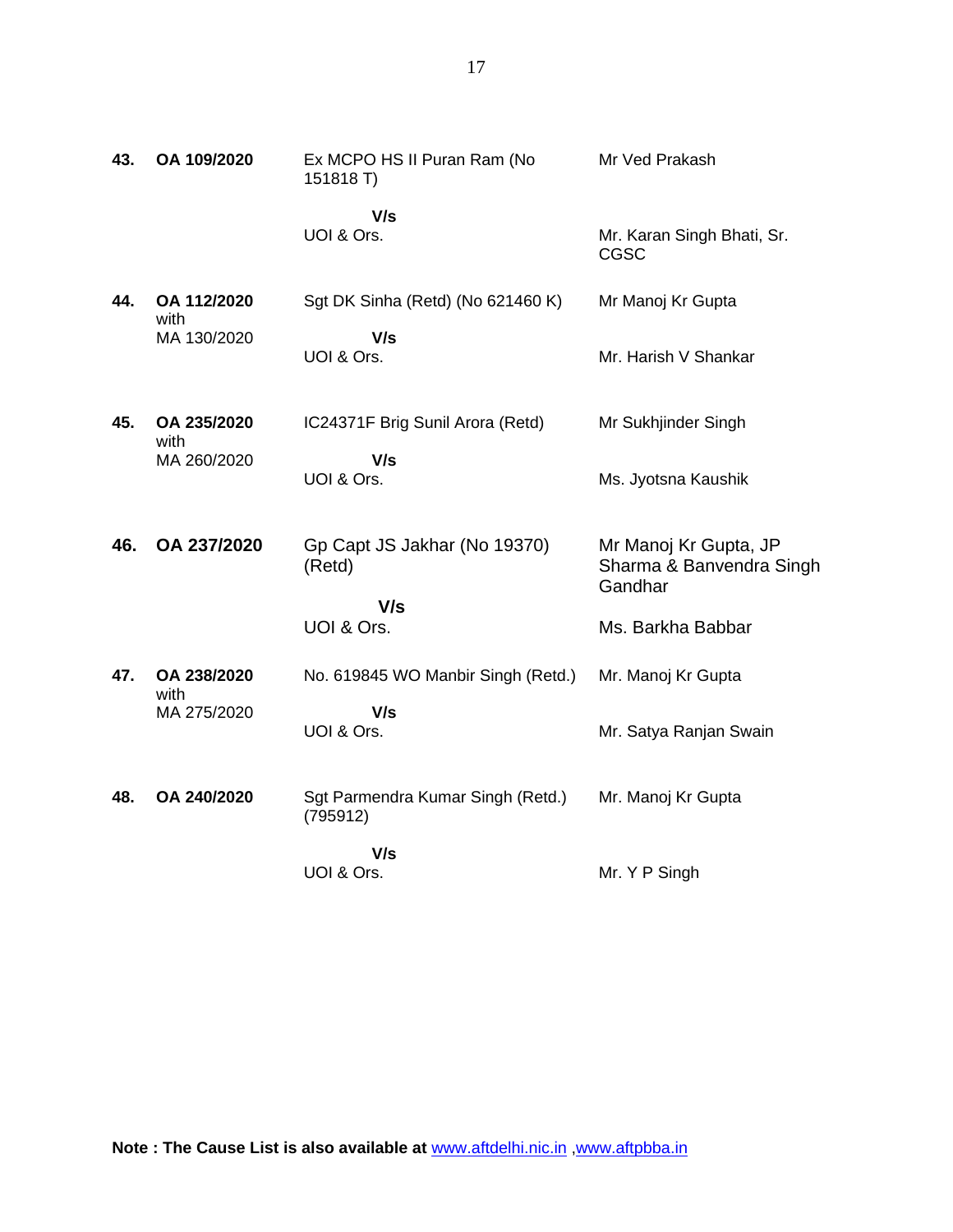| | | | |
|---|---|---|---|
| **43.** | **OA 109/2020** | Ex MCPO HS II Puran Ram (No 151818 T)<br><br>**V/s**<br>UOI & Ors. | Mr Ved Prakash<br><br><br>Mr. Karan Singh Bhati, Sr. CGSC |
| **44.** | **OA 112/2020** with MA 130/2020 | Sgt DK Sinha (Retd) (No 621460 K)<br><br>**V/s**<br>UOI & Ors. | Mr Manoj Kr Gupta<br><br><br>Mr. Harish V Shankar |
| **45.** | **OA 235/2020** with MA 260/2020 | IC24371F Brig Sunil Arora (Retd)<br><br>**V/s**<br>UOI & Ors. | Mr Sukhjinder Singh<br><br><br>Ms. Jyotsna Kaushik |
| **46.** | **OA 237/2020** | Gp Capt JS Jakhar (No 19370) (Retd)<br><br>**V/s**<br>UOI & Ors. | Mr Manoj Kr Gupta, JP Sharma & Banvendra Singh Gandhar<br><br>Ms. Barkha Babbar |
| **47.** | **OA 238/2020** with MA 275/2020 | No. 619845 WO Manbir Singh (Retd.)<br><br>**V/s**<br>UOI & Ors. | Mr. Manoj Kr Gupta<br><br><br>Mr. Satya Ranjan Swain |
| **48.** | **OA 240/2020** | Sgt Parmendra Kumar Singh (Retd.) (795912)<br><br>**V/s**<br>UOI & Ors. | Mr. Manoj Kr Gupta<br><br><br>Mr. Y P Singh |

**Note : The Cause List is also available at** www.aftdelhi.nic.in ,www.aftpbba.in